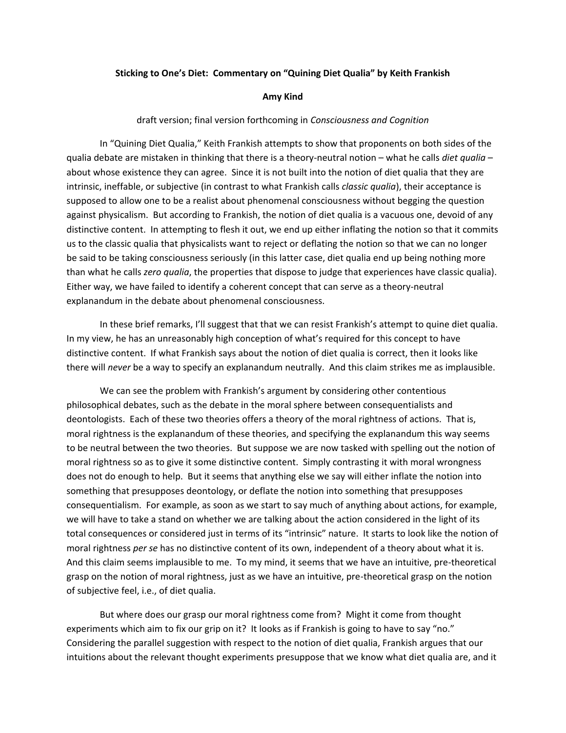**Sticking to One's Diet: Commentary on "Quining Diet Qualia" by Keith Frankish**

**Amy Kind**

draft version; final version forthcoming in *Consciousness and Cognition*

In "Quining Diet Qualia," Keith Frankish attempts to show that proponents on both sides of the qualia debate are mistaken in thinking that there is a theory-neutral notion – what he calls *diet qualia* – about whose existence they can agree. Since it is not built into the notion of diet qualia that they are intrinsic, ineffable, or subjective (in contrast to what Frankish calls *classic qualia*), their acceptance is supposed to allow one to be a realist about phenomenal consciousness without begging the question against physicalism. But according to Frankish, the notion of diet qualia is a vacuous one, devoid of any distinctive content. In attempting to flesh it out, we end up either inflating the notion so that it commits us to the classic qualia that physicalists want to reject or deflating the notion so that we can no longer be said to be taking consciousness seriously (in this latter case, diet qualia end up being nothing more than what he calls *zero qualia*, the properties that dispose to judge that experiences have classic qualia). Either way, we have failed to identify a coherent concept that can serve as a theory-neutral explanandum in the debate about phenomenal consciousness.

In these brief remarks, I'll suggest that that we can resist Frankish's attempt to quine diet qualia. In my view, he has an unreasonably high conception of what's required for this concept to have distinctive content. If what Frankish says about the notion of diet qualia is correct, then it looks like there will *never* be a way to specify an explanandum neutrally. And this claim strikes me as implausible.

We can see the problem with Frankish's argument by considering other contentious philosophical debates, such as the debate in the moral sphere between consequentialists and deontologists. Each of these two theories offers a theory of the moral rightness of actions. That is, moral rightness is the explanandum of these theories, and specifying the explanandum this way seems to be neutral between the two theories. But suppose we are now tasked with spelling out the notion of moral rightness so as to give it some distinctive content. Simply contrasting it with moral wrongness does not do enough to help. But it seems that anything else we say will either inflate the notion into something that presupposes deontology, or deflate the notion into something that presupposes consequentialism. For example, as soon as we start to say much of anything about actions, for example, we will have to take a stand on whether we are talking about the action considered in the light of its total consequences or considered just in terms of its "intrinsic" nature. It starts to look like the notion of moral rightness *per se* has no distinctive content of its own, independent of a theory about what it is. And this claim seems implausible to me. To my mind, it seems that we have an intuitive, pre-theoretical grasp on the notion of moral rightness, just as we have an intuitive, pre-theoretical grasp on the notion of subjective feel, i.e., of diet qualia.

But where does our grasp our moral rightness come from? Might it come from thought experiments which aim to fix our grip on it? It looks as if Frankish is going to have to say "no." Considering the parallel suggestion with respect to the notion of diet qualia, Frankish argues that our intuitions about the relevant thought experiments presuppose that we know what diet qualia are, and it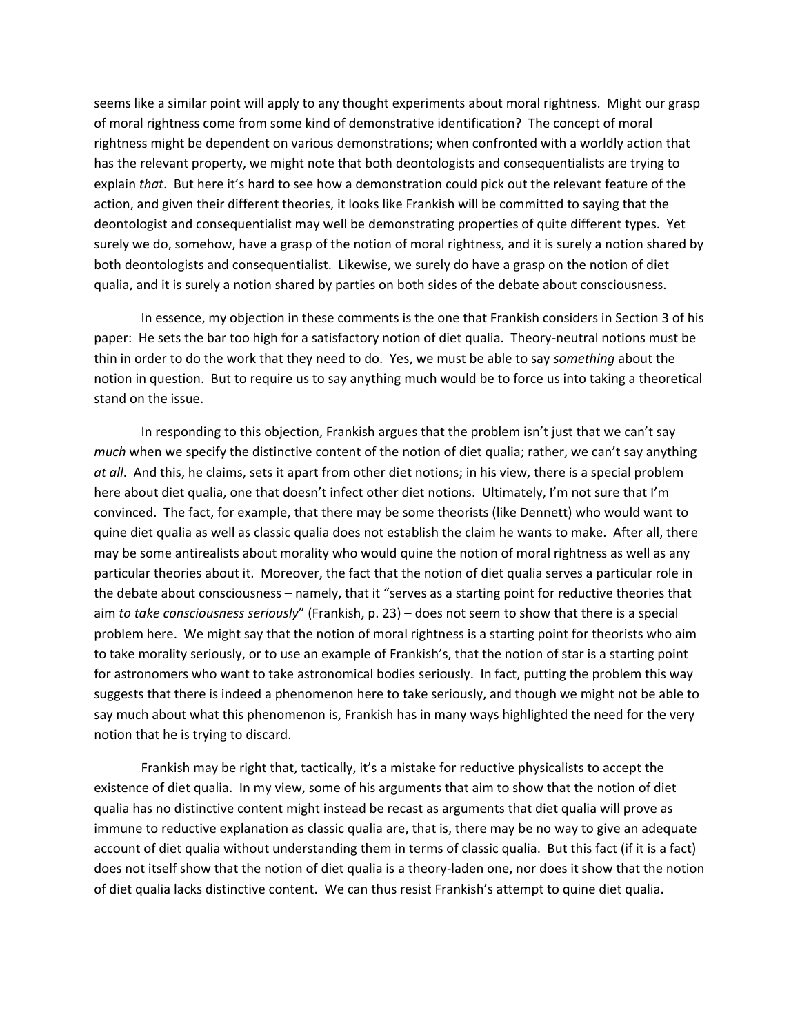seems like a similar point will apply to any thought experiments about moral rightness. Might our grasp of moral rightness come from some kind of demonstrative identification? The concept of moral rightness might be dependent on various demonstrations; when confronted with a worldly action that has the relevant property, we might note that both deontologists and consequentialists are trying to explain *that*. But here it's hard to see how a demonstration could pick out the relevant feature of the action, and given their different theories, it looks like Frankish will be committed to saying that the deontologist and consequentialist may well be demonstrating properties of quite different types. Yet surely we do, somehow, have a grasp of the notion of moral rightness, and it is surely a notion shared by both deontologists and consequentialist. Likewise, we surely do have a grasp on the notion of diet qualia, and it is surely a notion shared by parties on both sides of the debate about consciousness.

In essence, my objection in these comments is the one that Frankish considers in Section 3 of his paper: He sets the bar too high for a satisfactory notion of diet qualia. Theory-neutral notions must be thin in order to do the work that they need to do. Yes, we must be able to say *something* about the notion in question. But to require us to say anything much would be to force us into taking a theoretical stand on the issue.

In responding to this objection, Frankish argues that the problem isn't just that we can't say *much* when we specify the distinctive content of the notion of diet qualia; rather, we can't say anything *at all*. And this, he claims, sets it apart from other diet notions; in his view, there is a special problem here about diet qualia, one that doesn't infect other diet notions. Ultimately, I'm not sure that I'm convinced. The fact, for example, that there may be some theorists (like Dennett) who would want to quine diet qualia as well as classic qualia does not establish the claim he wants to make. After all, there may be some antirealists about morality who would quine the notion of moral rightness as well as any particular theories about it. Moreover, the fact that the notion of diet qualia serves a particular role in the debate about consciousness – namely, that it "serves as a starting point for reductive theories that aim *to take consciousness seriously*" (Frankish, p. 23) – does not seem to show that there is a special problem here. We might say that the notion of moral rightness is a starting point for theorists who aim to take morality seriously, or to use an example of Frankish's, that the notion of star is a starting point for astronomers who want to take astronomical bodies seriously. In fact, putting the problem this way suggests that there is indeed a phenomenon here to take seriously, and though we might not be able to say much about what this phenomenon is, Frankish has in many ways highlighted the need for the very notion that he is trying to discard.

Frankish may be right that, tactically, it's a mistake for reductive physicalists to accept the existence of diet qualia. In my view, some of his arguments that aim to show that the notion of diet qualia has no distinctive content might instead be recast as arguments that diet qualia will prove as immune to reductive explanation as classic qualia are, that is, there may be no way to give an adequate account of diet qualia without understanding them in terms of classic qualia. But this fact (if it is a fact) does not itself show that the notion of diet qualia is a theory-laden one, nor does it show that the notion of diet qualia lacks distinctive content. We can thus resist Frankish's attempt to quine diet qualia.